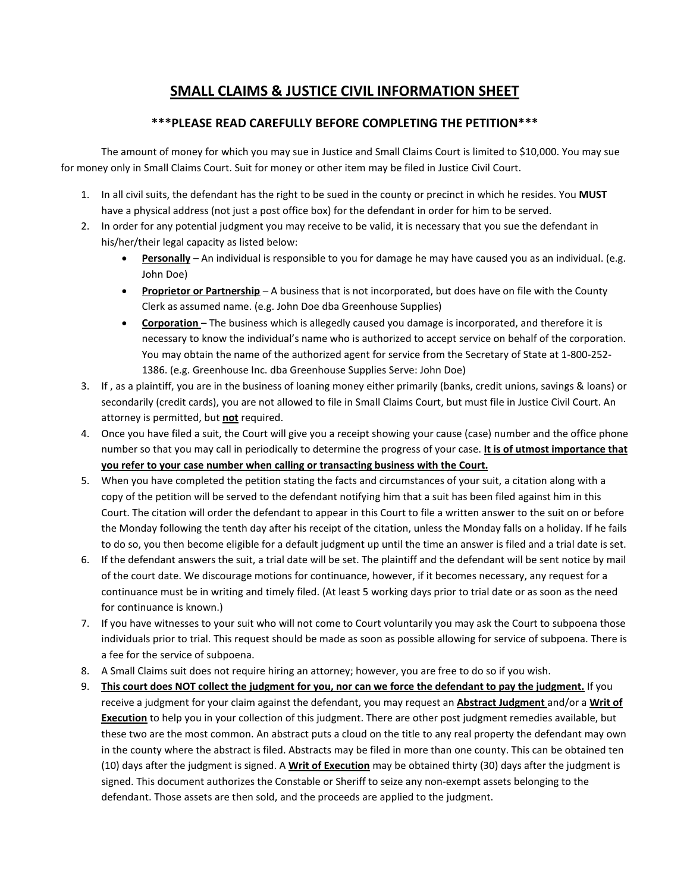# SMALL CLAIMS & JUSTICE CIVIL INFORMATION SHEET

## ***PLEASE READ CAREFULLY BEFORE COMPLETING THE PETITION***

The amount of money for which you may sue in Justice and Small Claims Court is limited to $10,000. You may sue for money only in Small Claims Court. Suit for money or other item may be filed in Justice Civil Court.

1. In all civil suits, the defendant has the right to be sued in the county or precinct in which he resides. You **MUST** have a physical address (not just a post office box) for the defendant in order for him to be served.
2. In order for any potential judgment you may receive to be valid, it is necessary that you sue the defendant in his/her/their legal capacity as listed below:
   - **Personally** – An individual is responsible to you for damage he may have caused you as an individual. (e.g. John Doe)
   - **Proprietor or Partnership** – A business that is not incorporated, but does have on file with the County Clerk as assumed name. (e.g. John Doe dba Greenhouse Supplies)
   - **Corporation –** The business which is allegedly caused you damage is incorporated, and therefore it is necessary to know the individual's name who is authorized to accept service on behalf of the corporation. You may obtain the name of the authorized agent for service from the Secretary of State at 1-800-252-1386. (e.g. Greenhouse Inc. dba Greenhouse Supplies Serve: John Doe)
3. If , as a plaintiff, you are in the business of loaning money either primarily (banks, credit unions, savings & loans) or secondarily (credit cards), you are not allowed to file in Small Claims Court, but must file in Justice Civil Court. An attorney is permitted, but **not** required.
4. Once you have filed a suit, the Court will give you a receipt showing your cause (case) number and the office phone number so that you may call in periodically to determine the progress of your case. **It is of utmost importance that you refer to your case number when calling or transacting business with the Court.**
5. When you have completed the petition stating the facts and circumstances of your suit, a citation along with a copy of the petition will be served to the defendant notifying him that a suit has been filed against him in this Court. The citation will order the defendant to appear in this Court to file a written answer to the suit on or before the Monday following the tenth day after his receipt of the citation, unless the Monday falls on a holiday. If he fails to do so, you then become eligible for a default judgment up until the time an answer is filed and a trial date is set.
6. If the defendant answers the suit, a trial date will be set. The plaintiff and the defendant will be sent notice by mail of the court date. We discourage motions for continuance, however, if it becomes necessary, any request for a continuance must be in writing and timely filed. (At least 5 working days prior to trial date or as soon as the need for continuance is known.)
7. If you have witnesses to your suit who will not come to Court voluntarily you may ask the Court to subpoena those individuals prior to trial. This request should be made as soon as possible allowing for service of subpoena. There is a fee for the service of subpoena.
8. A Small Claims suit does not require hiring an attorney; however, you are free to do so if you wish.
9. **This court does NOT collect the judgment for you, nor can we force the defendant to pay the judgment.** If you receive a judgment for your claim against the defendant, you may request an **Abstract Judgment** and/or a **Writ of Execution** to help you in your collection of this judgment. There are other post judgment remedies available, but these two are the most common. An abstract puts a cloud on the title to any real property the defendant may own in the county where the abstract is filed. Abstracts may be filed in more than one county. This can be obtained ten (10) days after the judgment is signed. A **Writ of Execution** may be obtained thirty (30) days after the judgment is signed. This document authorizes the Constable or Sheriff to seize any non-exempt assets belonging to the defendant. Those assets are then sold, and the proceeds are applied to the judgment.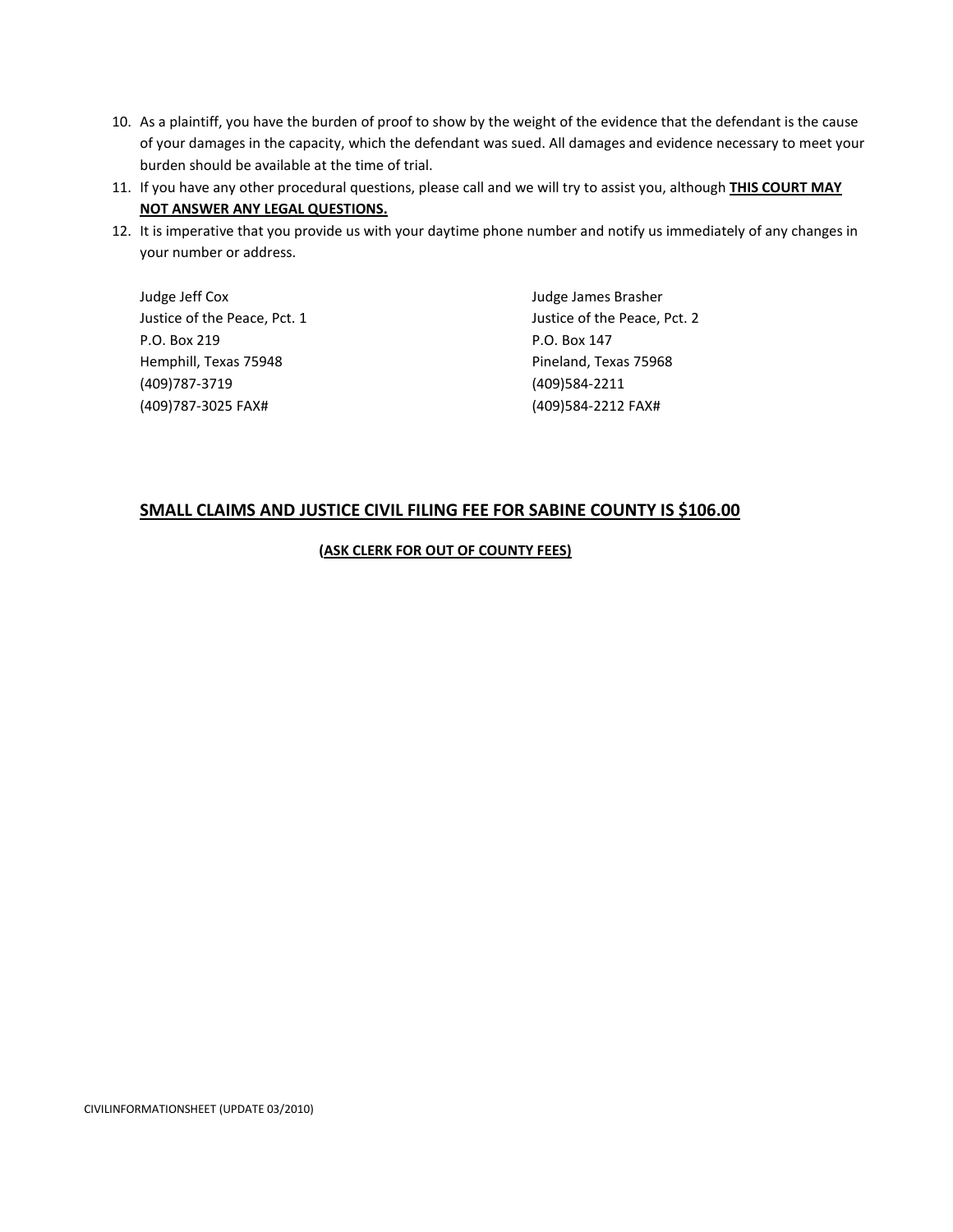10. As a plaintiff, you have the burden of proof to show by the weight of the evidence that the defendant is the cause of your damages in the capacity, which the defendant was sued. All damages and evidence necessary to meet your burden should be available at the time of trial.
11. If you have any other procedural questions, please call and we will try to assist you, although **THIS COURT MAY NOT ANSWER ANY LEGAL QUESTIONS.**
12. It is imperative that you provide us with your daytime phone number and notify us immediately of any changes in your number or address.

Judge Jeff Cox
Justice of the Peace, Pct. 1
P.O. Box 219
Hemphill, Texas 75948
(409)787-3719
(409)787-3025 FAX#

Judge James Brasher
Justice of the Peace, Pct. 2
P.O. Box 147
Pineland, Texas 75968
(409)584-2211
(409)584-2212 FAX#

**SMALL CLAIMS AND JUSTICE CIVIL FILING FEE FOR SABINE COUNTY IS $106.00**

**(ASK CLERK FOR OUT OF COUNTY FEES)**

CIVILINFORMATIONSHEET (UPDATE 03/2010)